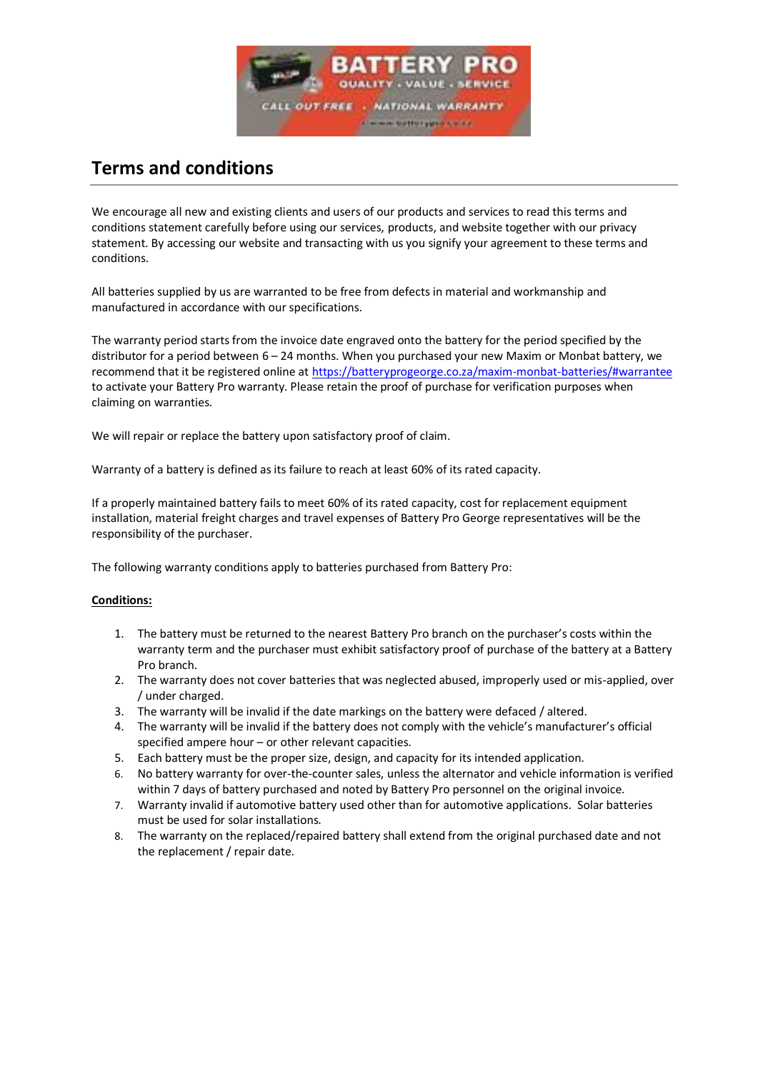# Terms and conditions

We encourage all new and existing clients and users of our products and services to read this terms and conditions statement carefully before using our services, products, and website together with our privacy statement. By accessing our website and transacting with us you signify your agreement to these terms and conditions.

All batteries supplied by us are warranted to be free from defects in material and workmanship and manufactured in accordance with our specifications.

The warranty period starts from the invoice date engraved onto the battery for the period specified by the distributor for a period between 6 – 24 months. When you purchased your new Maxim or Monbat battery, we recommend that it be registered online at https://batteryprogeorge.co.za/maxim-monbat-batteries/#warrantee to activate your Battery Pro warranty. Please retain the proof of purchase for verification purposes when claiming on warranties.

We will repair or replace the battery upon satisfactory proof of claim.

Warranty of a battery is defined as its failure to reach at least 60% of its rated capacity.

If a properly maintained battery fails to meet 60% of its rated capacity, cost for replacement equipment installation, material freight charges and travel expenses of Battery Pro George representatives will be the responsibility of the purchaser.

The following warranty conditions apply to batteries purchased from Battery Pro:

**Conditions:**

1. The battery must be returned to the nearest Battery Pro branch on the purchaser's costs within the warranty term and the purchaser must exhibit satisfactory proof of purchase of the battery at a Battery Pro branch.
2. The warranty does not cover batteries that was neglected abused, improperly used or mis-applied, over / under charged.
3. The warranty will be invalid if the date markings on the battery were defaced / altered.
4. The warranty will be invalid if the battery does not comply with the vehicle's manufacturer's official specified ampere hour – or other relevant capacities.
5. Each battery must be the proper size, design, and capacity for its intended application.
6. No battery warranty for over-the-counter sales, unless the alternator and vehicle information is verified within 7 days of battery purchased and noted by Battery Pro personnel on the original invoice.
7. Warranty invalid if automotive battery used other than for automotive applications. Solar batteries must be used for solar installations.
8. The warranty on the replaced/repaired battery shall extend from the original purchased date and not the replacement / repair date.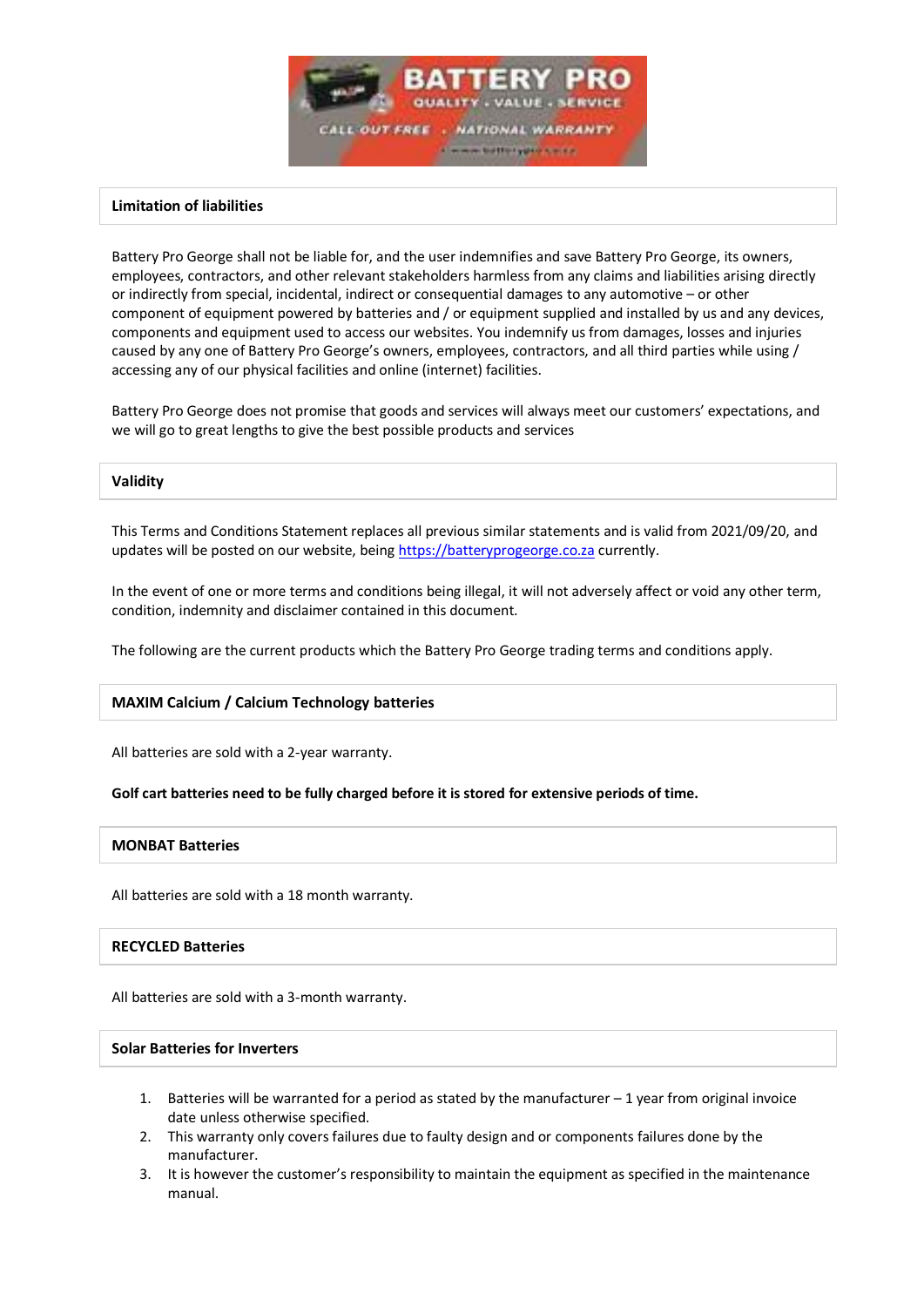## Limitation of liabilities

Battery Pro George shall not be liable for, and the user indemnifies and save Battery Pro George, its owners, employees, contractors, and other relevant stakeholders harmless from any claims and liabilities arising directly or indirectly from special, incidental, indirect or consequential damages to any automotive – or other component of equipment powered by batteries and / or equipment supplied and installed by us and any devices, components and equipment used to access our websites. You indemnify us from damages, losses and injuries caused by any one of Battery Pro George's owners, employees, contractors, and all third parties while using / accessing any of our physical facilities and online (internet) facilities.

Battery Pro George does not promise that goods and services will always meet our customers' expectations, and we will go to great lengths to give the best possible products and services

## Validity

This Terms and Conditions Statement replaces all previous similar statements and is valid from 2021/09/20, and updates will be posted on our website, being [https://batteryprogeorge.co.za](https://batteryprogeorge.co.za) currently.

In the event of one or more terms and conditions being illegal, it will not adversely affect or void any other term, condition, indemnity and disclaimer contained in this document.

The following are the current products which the Battery Pro George trading terms and conditions apply.

## MAXIM Calcium / Calcium Technology batteries

All batteries are sold with a 2-year warranty.

**Golf cart batteries need to be fully charged before it is stored for extensive periods of time.**

## MONBAT Batteries

All batteries are sold with a 18 month warranty.

## RECYCLED Batteries

All batteries are sold with a 3-month warranty.

## Solar Batteries for Inverters

1. Batteries will be warranted for a period as stated by the manufacturer – 1 year from original invoice date unless otherwise specified.
2. This warranty only covers failures due to faulty design and or components failures done by the manufacturer.
3. It is however the customer's responsibility to maintain the equipment as specified in the maintenance manual.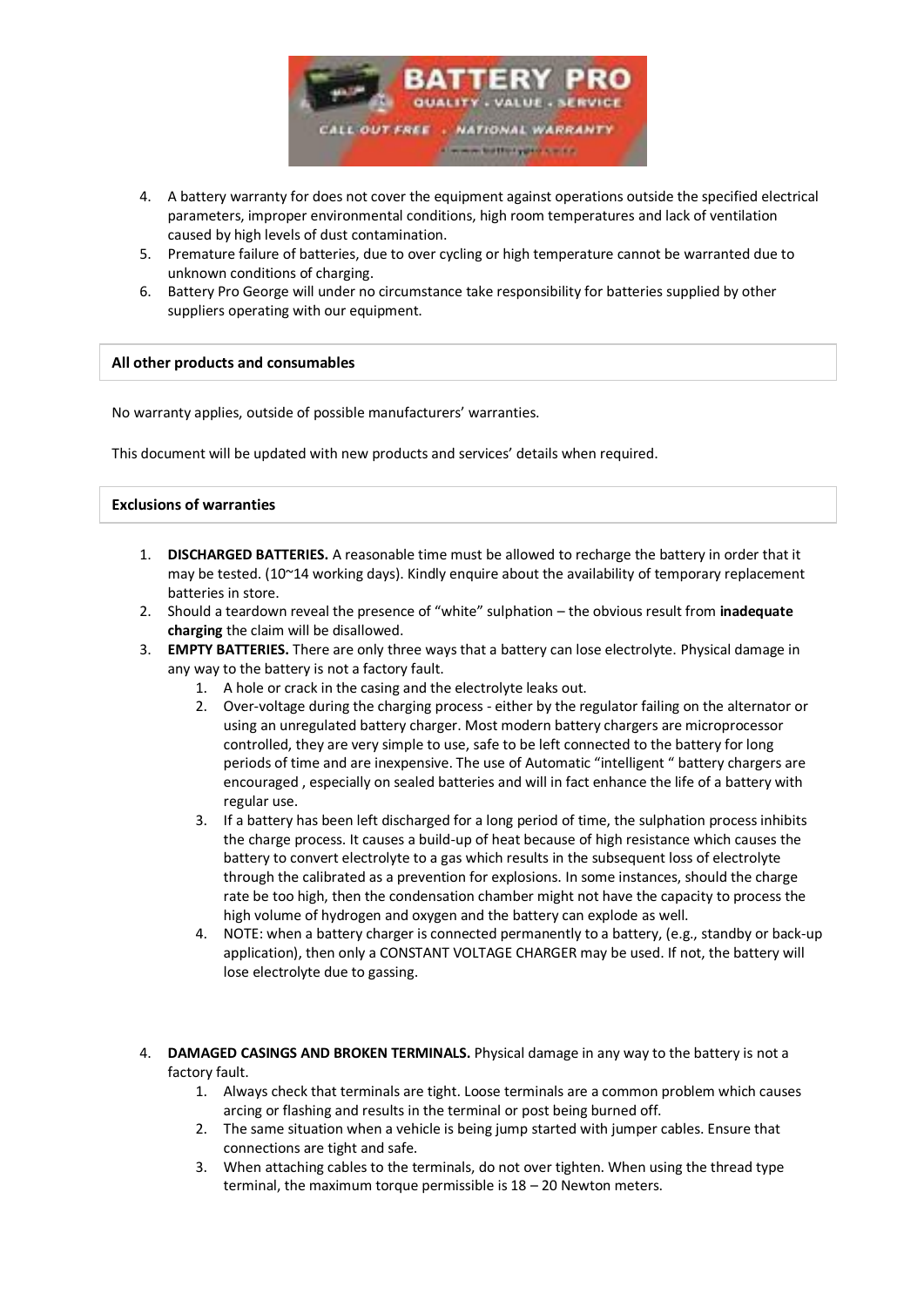4. A battery warranty for does not cover the equipment against operations outside the specified electrical parameters, improper environmental conditions, high room temperatures and lack of ventilation caused by high levels of dust contamination.
5. Premature failure of batteries, due to over cycling or high temperature cannot be warranted due to unknown conditions of charging.
6. Battery Pro George will under no circumstance take responsibility for batteries supplied by other suppliers operating with our equipment.

**All other products and consumables**

No warranty applies, outside of possible manufacturers' warranties.

This document will be updated with new products and services' details when required.

**Exclusions of warranties**

1. **DISCHARGED BATTERIES.** A reasonable time must be allowed to recharge the battery in order that it may be tested. (10~14 working days). Kindly enquire about the availability of temporary replacement batteries in store.
2. Should a teardown reveal the presence of "white" sulphation – the obvious result from **inadequate charging** the claim will be disallowed.
3. **EMPTY BATTERIES.** There are only three ways that a battery can lose electrolyte. Physical damage in any way to the battery is not a factory fault.
   1. A hole or crack in the casing and the electrolyte leaks out.
   2. Over-voltage during the charging process - either by the regulator failing on the alternator or using an unregulated battery charger. Most modern battery chargers are microprocessor controlled, they are very simple to use, safe to be left connected to the battery for long periods of time and are inexpensive. The use of Automatic "intelligent " battery chargers are encouraged , especially on sealed batteries and will in fact enhance the life of a battery with regular use.
   3. If a battery has been left discharged for a long period of time, the sulphation process inhibits the charge process. It causes a build-up of heat because of high resistance which causes the battery to convert electrolyte to a gas which results in the subsequent loss of electrolyte through the calibrated as a prevention for explosions. In some instances, should the charge rate be too high, then the condensation chamber might not have the capacity to process the high volume of hydrogen and oxygen and the battery can explode as well.
   4. NOTE: when a battery charger is connected permanently to a battery, (e.g., standby or back-up application), then only a CONSTANT VOLTAGE CHARGER may be used. If not, the battery will lose electrolyte due to gassing.
4. **DAMAGED CASINGS AND BROKEN TERMINALS.** Physical damage in any way to the battery is not a factory fault.
   1. Always check that terminals are tight. Loose terminals are a common problem which causes arcing or flashing and results in the terminal or post being burned off.
   2. The same situation when a vehicle is being jump started with jumper cables. Ensure that connections are tight and safe.
   3. When attaching cables to the terminals, do not over tighten. When using the thread type terminal, the maximum torque permissible is 18 – 20 Newton meters.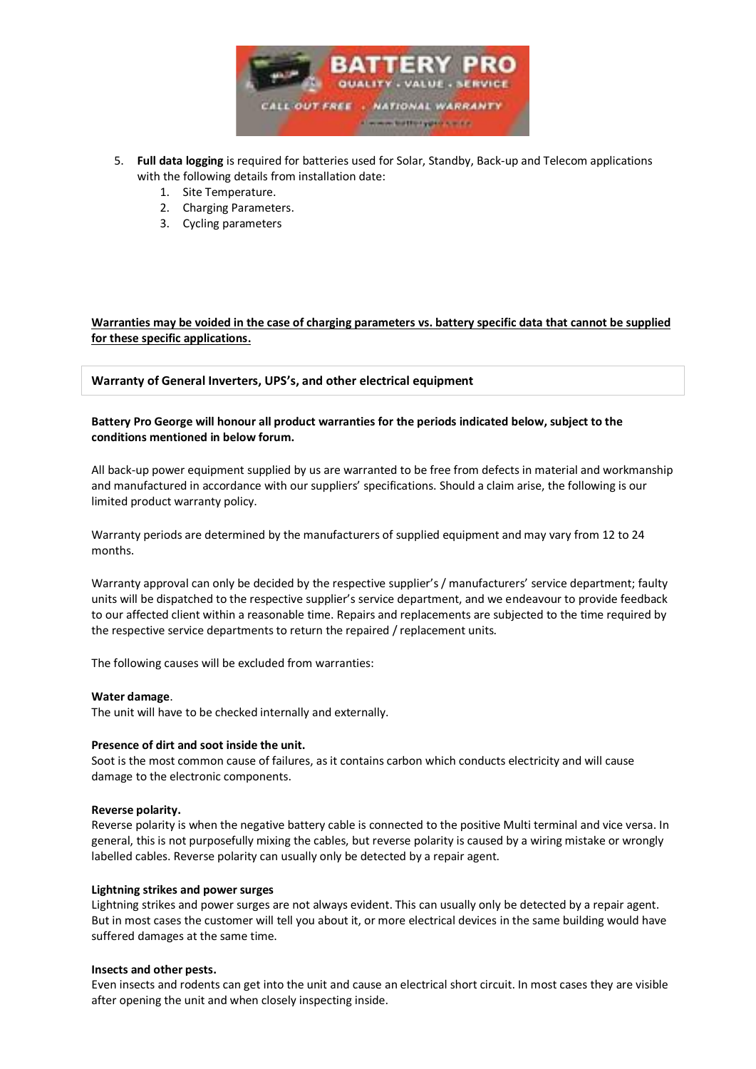5. **Full data logging** is required for batteries used for Solar, Standby, Back-up and Telecom applications with the following details from installation date:
    1. Site Temperature.
    2. Charging Parameters.
    3. Cycling parameters

**Warranties may be voided in the case of charging parameters vs. battery specific data that cannot be supplied for these specific applications.**

## Warranty of General Inverters, UPS's, and other electrical equipment

**Battery Pro George will honour all product warranties for the periods indicated below, subject to the conditions mentioned in below forum.**

All back-up power equipment supplied by us are warranted to be free from defects in material and workmanship and manufactured in accordance with our suppliers' specifications. Should a claim arise, the following is our limited product warranty policy.

Warranty periods are determined by the manufacturers of supplied equipment and may vary from 12 to 24 months.

Warranty approval can only be decided by the respective supplier's / manufacturers' service department; faulty units will be dispatched to the respective supplier's service department, and we endeavour to provide feedback to our affected client within a reasonable time. Repairs and replacements are subjected to the time required by the respective service departments to return the repaired / replacement units.

The following causes will be excluded from warranties:

**Water damage**.
The unit will have to be checked internally and externally.

**Presence of dirt and soot inside the unit.**
Soot is the most common cause of failures, as it contains carbon which conducts electricity and will cause damage to the electronic components.

**Reverse polarity.**
Reverse polarity is when the negative battery cable is connected to the positive Multi terminal and vice versa. In general, this is not purposefully mixing the cables, but reverse polarity is caused by a wiring mistake or wrongly labelled cables. Reverse polarity can usually only be detected by a repair agent.

**Lightning strikes and power surges**
Lightning strikes and power surges are not always evident. This can usually only be detected by a repair agent. But in most cases the customer will tell you about it, or more electrical devices in the same building would have suffered damages at the same time.

**Insects and other pests.**
Even insects and rodents can get into the unit and cause an electrical short circuit. In most cases they are visible after opening the unit and when closely inspecting inside.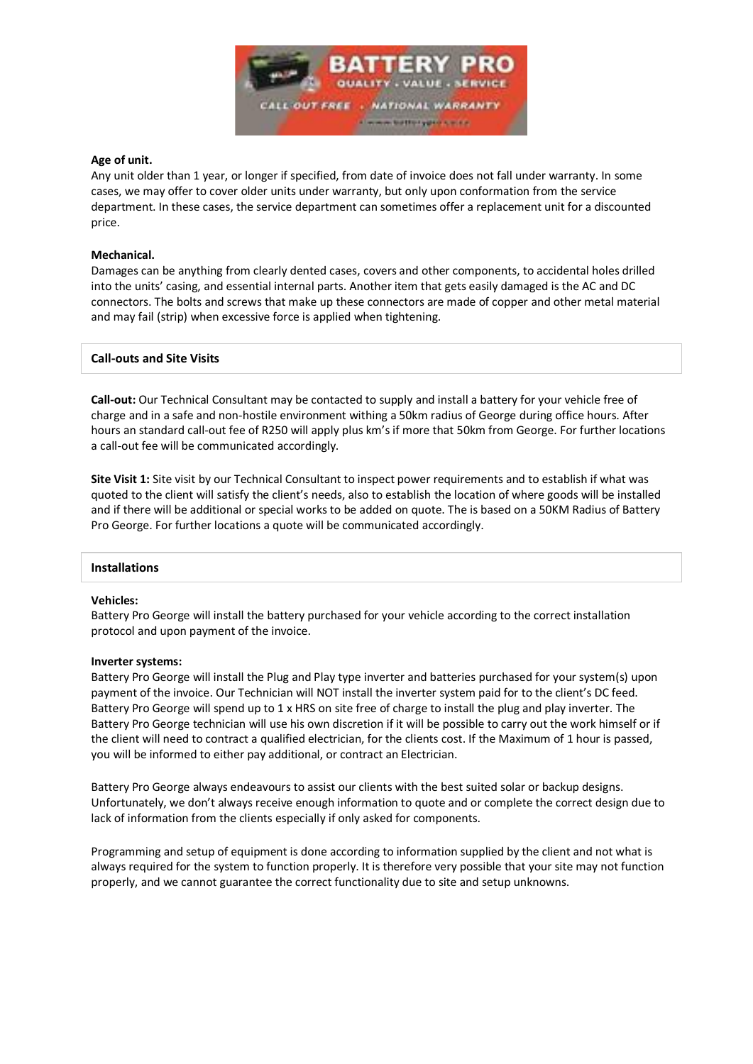**Age of unit.**
Any unit older than 1 year, or longer if specified, from date of invoice does not fall under warranty. In some cases, we may offer to cover older units under warranty, but only upon conformation from the service department. In these cases, the service department can sometimes offer a replacement unit for a discounted price.

**Mechanical.**
Damages can be anything from clearly dented cases, covers and other components, to accidental holes drilled into the units' casing, and essential internal parts. Another item that gets easily damaged is the AC and DC connectors. The bolts and screws that make up these connectors are made of copper and other metal material and may fail (strip) when excessive force is applied when tightening.

## Call-outs and Site Visits

**Call-out:** Our Technical Consultant may be contacted to supply and install a battery for your vehicle free of charge and in a safe and non-hostile environment withing a 50km radius of George during office hours. After hours an standard call-out fee of R250 will apply plus km's if more that 50km from George. For further locations a call-out fee will be communicated accordingly.

**Site Visit 1:** Site visit by our Technical Consultant to inspect power requirements and to establish if what was quoted to the client will satisfy the client's needs, also to establish the location of where goods will be installed and if there will be additional or special works to be added on quote. The is based on a 50KM Radius of Battery Pro George. For further locations a quote will be communicated accordingly.

## Installations

**Vehicles:**
Battery Pro George will install the battery purchased for your vehicle according to the correct installation protocol and upon payment of the invoice.

**Inverter systems:**
Battery Pro George will install the Plug and Play type inverter and batteries purchased for your system(s) upon payment of the invoice. Our Technician will NOT install the inverter system paid for to the client's DC feed. Battery Pro George will spend up to 1 x HRS on site free of charge to install the plug and play inverter. The Battery Pro George technician will use his own discretion if it will be possible to carry out the work himself or if the client will need to contract a qualified electrician, for the clients cost. If the Maximum of 1 hour is passed, you will be informed to either pay additional, or contract an Electrician.

Battery Pro George always endeavours to assist our clients with the best suited solar or backup designs. Unfortunately, we don't always receive enough information to quote and or complete the correct design due to lack of information from the clients especially if only asked for components.

Programming and setup of equipment is done according to information supplied by the client and not what is always required for the system to function properly. It is therefore very possible that your site may not function properly, and we cannot guarantee the correct functionality due to site and setup unknowns.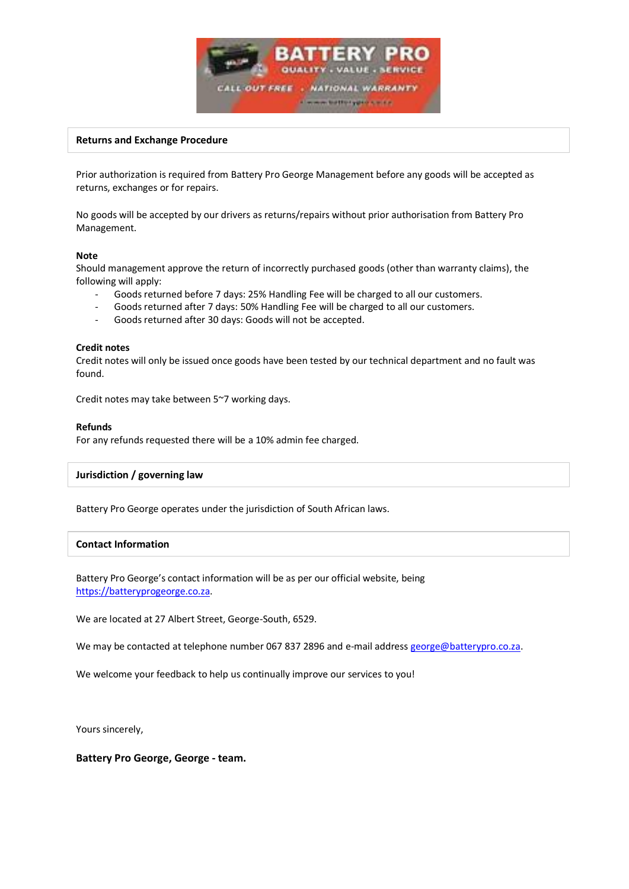## Returns and Exchange Procedure

Prior authorization is required from Battery Pro George Management before any goods will be accepted as returns, exchanges or for repairs.

No goods will be accepted by our drivers as returns/repairs without prior authorisation from Battery Pro Management.

**Note**
Should management approve the return of incorrectly purchased goods (other than warranty claims), the following will apply:

- Goods returned before 7 days: 25% Handling Fee will be charged to all our customers.
- Goods returned after 7 days: 50% Handling Fee will be charged to all our customers.
- Goods returned after 30 days: Goods will not be accepted.

**Credit notes**
Credit notes will only be issued once goods have been tested by our technical department and no fault was found.

Credit notes may take between 5~7 working days.

**Refunds**
For any refunds requested there will be a 10% admin fee charged.

## Jurisdiction / governing law

Battery Pro George operates under the jurisdiction of South African laws.

## Contact Information

Battery Pro George's contact information will be as per our official website, being https://batteryprogeorge.co.za.

We are located at 27 Albert Street, George-South, 6529.

We may be contacted at telephone number 067 837 2896 and e-mail address george@batterypro.co.za.

We welcome your feedback to help us continually improve our services to you!

Yours sincerely,

**Battery Pro George, George - team.**